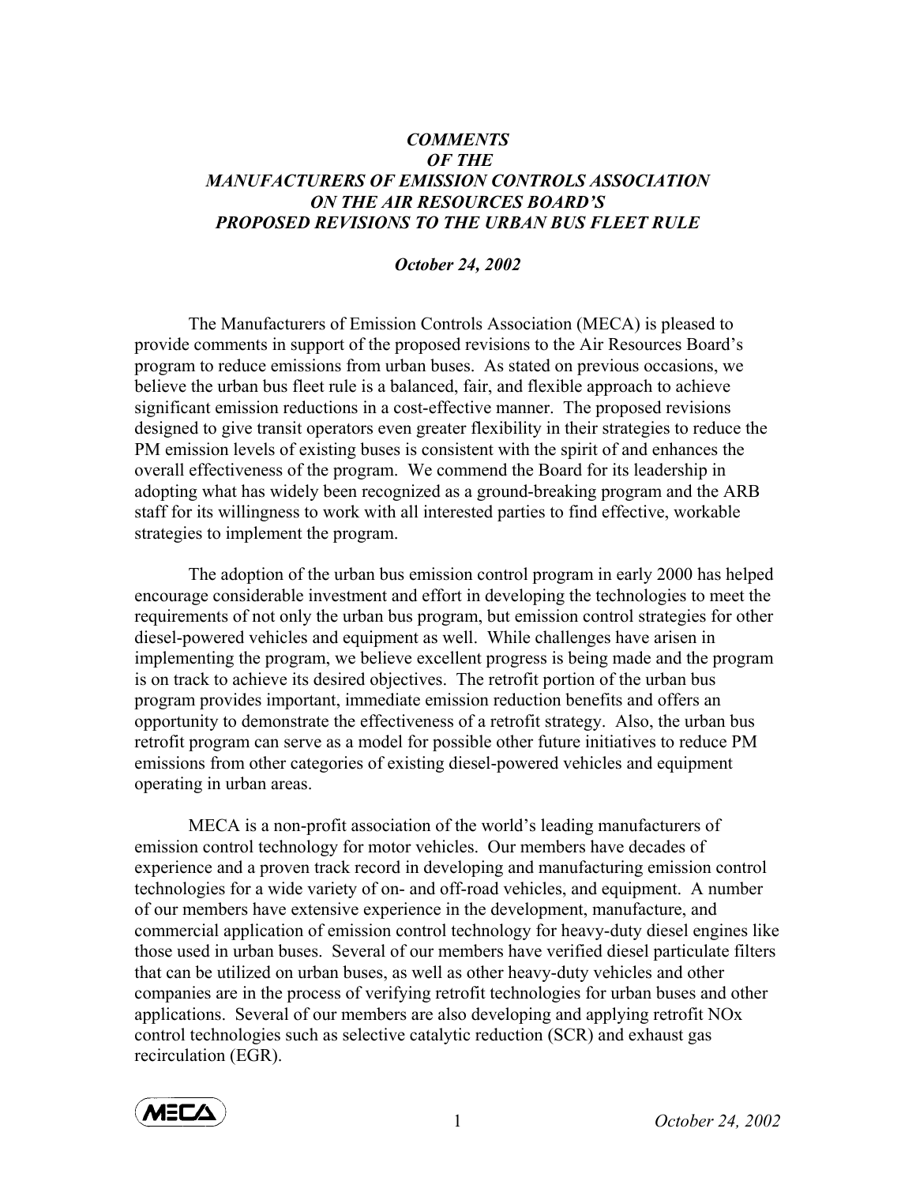# *COMMENTS OF THE MANUFACTURERS OF EMISSION CONTROLS ASSOCIATION ON THE AIR RESOURCES BOARD'S PROPOSED REVISIONS TO THE URBAN BUS FLEET RULE*

***October 24, 2002***

The Manufacturers of Emission Controls Association (MECA) is pleased to provide comments in support of the proposed revisions to the Air Resources Board's program to reduce emissions from urban buses. As stated on previous occasions, we believe the urban bus fleet rule is a balanced, fair, and flexible approach to achieve significant emission reductions in a cost-effective manner. The proposed revisions designed to give transit operators even greater flexibility in their strategies to reduce the PM emission levels of existing buses is consistent with the spirit of and enhances the overall effectiveness of the program. We commend the Board for its leadership in adopting what has widely been recognized as a ground-breaking program and the ARB staff for its willingness to work with all interested parties to find effective, workable strategies to implement the program.

The adoption of the urban bus emission control program in early 2000 has helped encourage considerable investment and effort in developing the technologies to meet the requirements of not only the urban bus program, but emission control strategies for other diesel-powered vehicles and equipment as well. While challenges have arisen in implementing the program, we believe excellent progress is being made and the program is on track to achieve its desired objectives. The retrofit portion of the urban bus program provides important, immediate emission reduction benefits and offers an opportunity to demonstrate the effectiveness of a retrofit strategy. Also, the urban bus retrofit program can serve as a model for possible other future initiatives to reduce PM emissions from other categories of existing diesel-powered vehicles and equipment operating in urban areas.

MECA is a non-profit association of the world's leading manufacturers of emission control technology for motor vehicles. Our members have decades of experience and a proven track record in developing and manufacturing emission control technologies for a wide variety of on- and off-road vehicles, and equipment. A number of our members have extensive experience in the development, manufacture, and commercial application of emission control technology for heavy-duty diesel engines like those used in urban buses. Several of our members have verified diesel particulate filters that can be utilized on urban buses, as well as other heavy-duty vehicles and other companies are in the process of verifying retrofit technologies for urban buses and other applications. Several of our members are also developing and applying retrofit NOx control technologies such as selective catalytic reduction (SCR) and exhaust gas recirculation (EGR).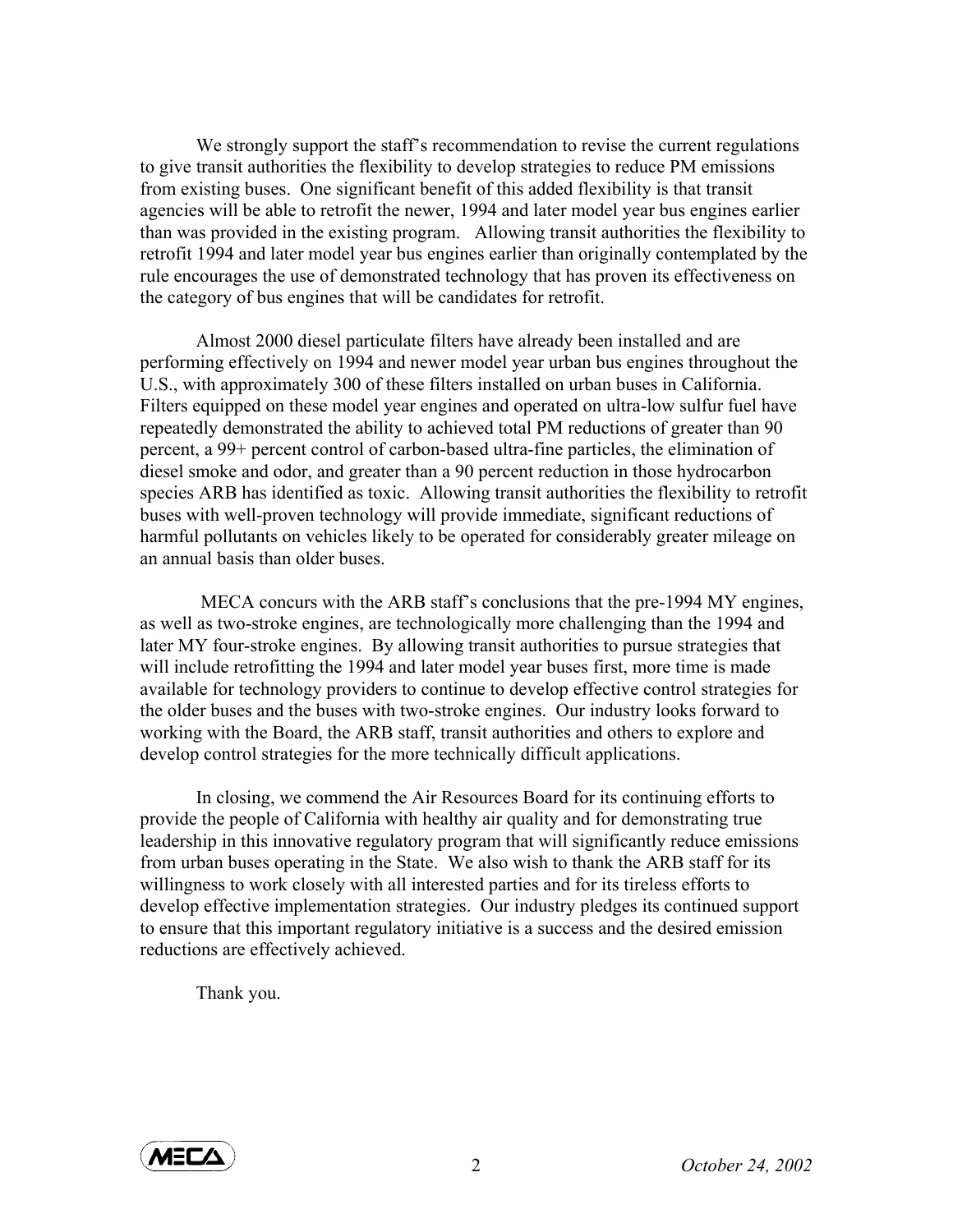We strongly support the staff's recommendation to revise the current regulations to give transit authorities the flexibility to develop strategies to reduce PM emissions from existing buses. One significant benefit of this added flexibility is that transit agencies will be able to retrofit the newer, 1994 and later model year bus engines earlier than was provided in the existing program. Allowing transit authorities the flexibility to retrofit 1994 and later model year bus engines earlier than originally contemplated by the rule encourages the use of demonstrated technology that has proven its effectiveness on the category of bus engines that will be candidates for retrofit.

Almost 2000 diesel particulate filters have already been installed and are performing effectively on 1994 and newer model year urban bus engines throughout the U.S., with approximately 300 of these filters installed on urban buses in California. Filters equipped on these model year engines and operated on ultra-low sulfur fuel have repeatedly demonstrated the ability to achieved total PM reductions of greater than 90 percent, a 99+ percent control of carbon-based ultra-fine particles, the elimination of diesel smoke and odor, and greater than a 90 percent reduction in those hydrocarbon species ARB has identified as toxic. Allowing transit authorities the flexibility to retrofit buses with well-proven technology will provide immediate, significant reductions of harmful pollutants on vehicles likely to be operated for considerably greater mileage on an annual basis than older buses.

MECA concurs with the ARB staff's conclusions that the pre-1994 MY engines, as well as two-stroke engines, are technologically more challenging than the 1994 and later MY four-stroke engines. By allowing transit authorities to pursue strategies that will include retrofitting the 1994 and later model year buses first, more time is made available for technology providers to continue to develop effective control strategies for the older buses and the buses with two-stroke engines. Our industry looks forward to working with the Board, the ARB staff, transit authorities and others to explore and develop control strategies for the more technically difficult applications.

In closing, we commend the Air Resources Board for its continuing efforts to provide the people of California with healthy air quality and for demonstrating true leadership in this innovative regulatory program that will significantly reduce emissions from urban buses operating in the State. We also wish to thank the ARB staff for its willingness to work closely with all interested parties and for its tireless efforts to develop effective implementation strategies. Our industry pledges its continued support to ensure that this important regulatory initiative is a success and the desired emission reductions are effectively achieved.

Thank you.